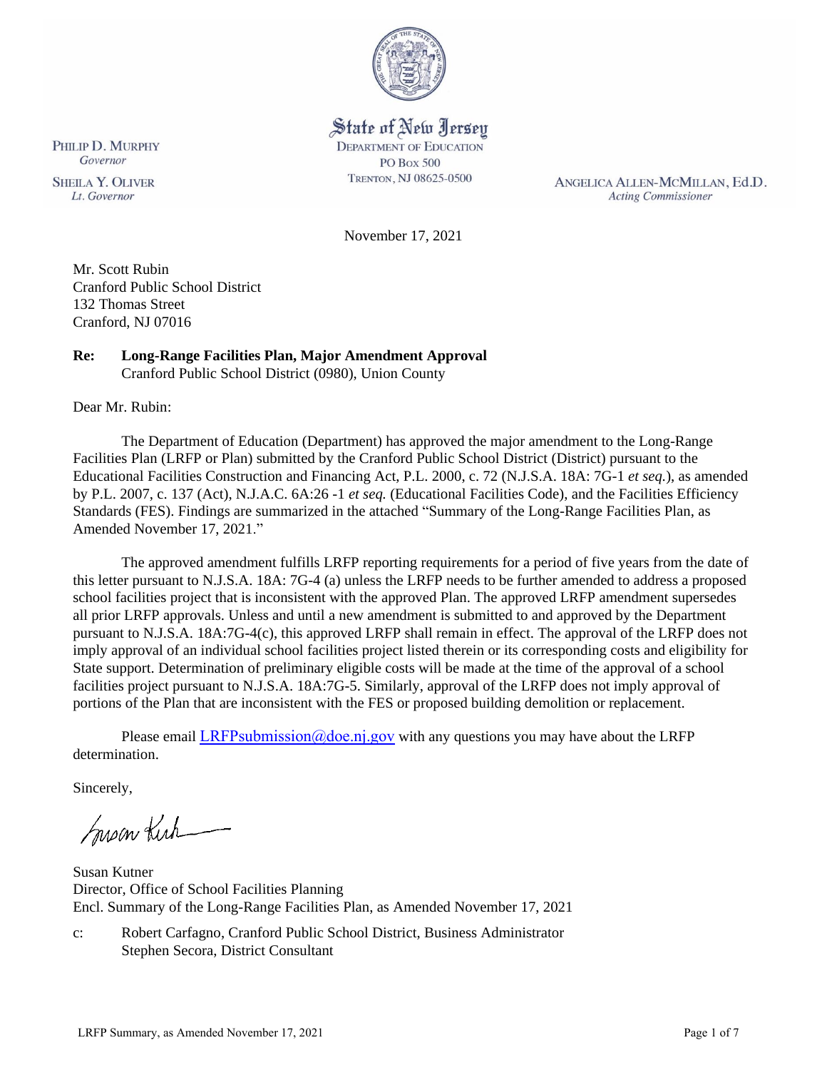State of New Jersey
DEPARTMENT OF EDUCATION
PO Box 500
TRENTON, NJ 08625-0500

PHILIP D. MURPHY
*Governor*

SHEILA Y. OLIVER
*Lt. Governor*

ANGELICA ALLEN-MCMILLAN, Ed.D.
*Acting Commissioner*

November 17, 2021

Mr. Scott Rubin
Cranford Public School District
132 Thomas Street
Cranford, NJ 07016

**Re: Long-Range Facilities Plan, Major Amendment Approval**
Cranford Public School District (0980), Union County

Dear Mr. Rubin:

The Department of Education (Department) has approved the major amendment to the Long-Range Facilities Plan (LRFP or Plan) submitted by the Cranford Public School District (District) pursuant to the Educational Facilities Construction and Financing Act, P.L. 2000, c. 72 (N.J.S.A. 18A: 7G-1 *et seq.*), as amended by P.L. 2007, c. 137 (Act), N.J.A.C. 6A:26 -1 *et seq.* (Educational Facilities Code), and the Facilities Efficiency Standards (FES). Findings are summarized in the attached "Summary of the Long-Range Facilities Plan, as Amended November 17, 2021."

The approved amendment fulfills LRFP reporting requirements for a period of five years from the date of this letter pursuant to N.J.S.A. 18A: 7G-4 (a) unless the LRFP needs to be further amended to address a proposed school facilities project that is inconsistent with the approved Plan. The approved LRFP amendment supersedes all prior LRFP approvals. Unless and until a new amendment is submitted to and approved by the Department pursuant to N.J.S.A. 18A:7G-4(c), this approved LRFP shall remain in effect. The approval of the LRFP does not imply approval of an individual school facilities project listed therein or its corresponding costs and eligibility for State support. Determination of preliminary eligible costs will be made at the time of the approval of a school facilities project pursuant to N.J.S.A. 18A:7G-5. Similarly, approval of the LRFP does not imply approval of portions of the Plan that are inconsistent with the FES or proposed building demolition or replacement.

Please email LRFPsubmission@doe.nj.gov with any questions you may have about the LRFP determination.

Sincerely,

Susan Kutner
Director, Office of School Facilities Planning
Encl. Summary of the Long-Range Facilities Plan, as Amended November 17, 2021

c: Robert Carfagno, Cranford Public School District, Business Administrator
Stephen Secora, District Consultant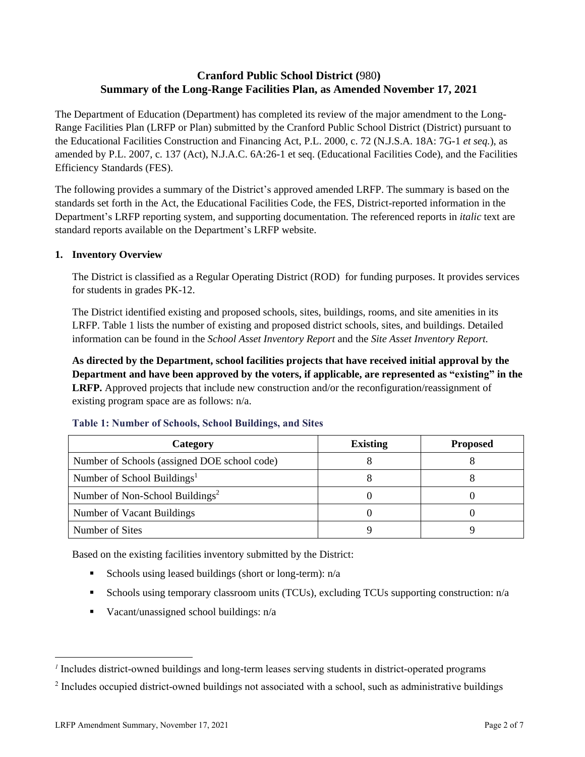# Cranford Public School District (980)
# Summary of the Long-Range Facilities Plan, as Amended November 17, 2021

The Department of Education (Department) has completed its review of the major amendment to the Long-Range Facilities Plan (LRFP or Plan) submitted by the Cranford Public School District (District) pursuant to the Educational Facilities Construction and Financing Act, P.L. 2000, c. 72 (N.J.S.A. 18A: 7G-1 *et seq.*), as amended by P.L. 2007, c. 137 (Act), N.J.A.C. 6A:26-1 et seq. (Educational Facilities Code), and the Facilities Efficiency Standards (FES).

The following provides a summary of the District's approved amended LRFP. The summary is based on the standards set forth in the Act, the Educational Facilities Code, the FES, District-reported information in the Department's LRFP reporting system, and supporting documentation. The referenced reports in *italic* text are standard reports available on the Department's LRFP website.

**1. Inventory Overview**

The District is classified as a Regular Operating District (ROD) for funding purposes. It provides services for students in grades PK-12.

The District identified existing and proposed schools, sites, buildings, rooms, and site amenities in its LRFP. Table 1 lists the number of existing and proposed district schools, sites, and buildings. Detailed information can be found in the *School Asset Inventory Report* and the *Site Asset Inventory Report.*

**As directed by the Department, school facilities projects that have received initial approval by the Department and have been approved by the voters, if applicable, are represented as "existing" in the LRFP.** Approved projects that include new construction and/or the reconfiguration/reassignment of existing program space are as follows: n/a.

**Table 1: Number of Schools, School Buildings, and Sites**

| Category | Existing | Proposed |
|---|---|---|
| Number of Schools (assigned DOE school code) | 8 | 8 |
| Number of School Buildings[1] | 8 | 8 |
| Number of Non-School Buildings[2] | 0 | 0 |
| Number of Vacant Buildings | 0 | 0 |
| Number of Sites | 9 | 9 |

Based on the existing facilities inventory submitted by the District:

- Schools using leased buildings (short or long-term): n/a
- Schools using temporary classroom units (TCUs), excluding TCUs supporting construction: n/a
- Vacant/unassigned school buildings: n/a

[1] Includes district-owned buildings and long-term leases serving students in district-operated programs

[2] Includes occupied district-owned buildings not associated with a school, such as administrative buildings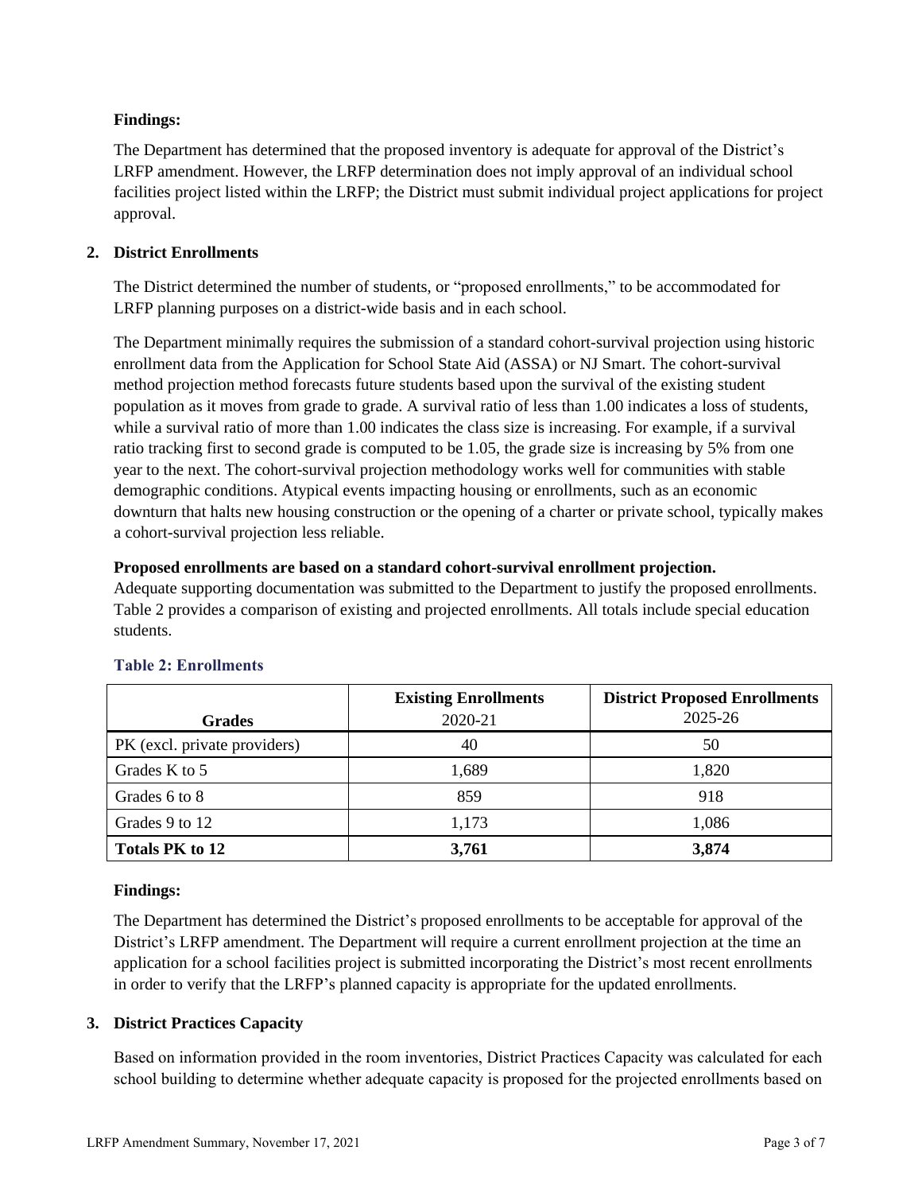**Findings:**

The Department has determined that the proposed inventory is adequate for approval of the District's LRFP amendment. However, the LRFP determination does not imply approval of an individual school facilities project listed within the LRFP; the District must submit individual project applications for project approval.

## 2. District Enrollments

The District determined the number of students, or "proposed enrollments," to be accommodated for LRFP planning purposes on a district-wide basis and in each school.

The Department minimally requires the submission of a standard cohort-survival projection using historic enrollment data from the Application for School State Aid (ASSA) or NJ Smart. The cohort-survival method projection method forecasts future students based upon the survival of the existing student population as it moves from grade to grade. A survival ratio of less than 1.00 indicates a loss of students, while a survival ratio of more than 1.00 indicates the class size is increasing. For example, if a survival ratio tracking first to second grade is computed to be 1.05, the grade size is increasing by 5% from one year to the next. The cohort-survival projection methodology works well for communities with stable demographic conditions. Atypical events impacting housing or enrollments, such as an economic downturn that halts new housing construction or the opening of a charter or private school, typically makes a cohort-survival projection less reliable.

**Proposed enrollments are based on a standard cohort-survival enrollment projection.**
Adequate supporting documentation was submitted to the Department to justify the proposed enrollments. Table 2 provides a comparison of existing and projected enrollments. All totals include special education students.

**Table 2: Enrollments**

| Grades | Existing Enrollments 2020-21 | District Proposed Enrollments 2025-26 |
|---|---|---|
| PK (excl. private providers) | 40 | 50 |
| Grades K to 5 | 1,689 | 1,820 |
| Grades 6 to 8 | 859 | 918 |
| Grades 9 to 12 | 1,173 | 1,086 |
| **Totals PK to 12** | **3,761** | **3,874** |

**Findings:**

The Department has determined the District's proposed enrollments to be acceptable for approval of the District's LRFP amendment. The Department will require a current enrollment projection at the time an application for a school facilities project is submitted incorporating the District's most recent enrollments in order to verify that the LRFP's planned capacity is appropriate for the updated enrollments.

## 3. District Practices Capacity

Based on information provided in the room inventories, District Practices Capacity was calculated for each school building to determine whether adequate capacity is proposed for the projected enrollments based on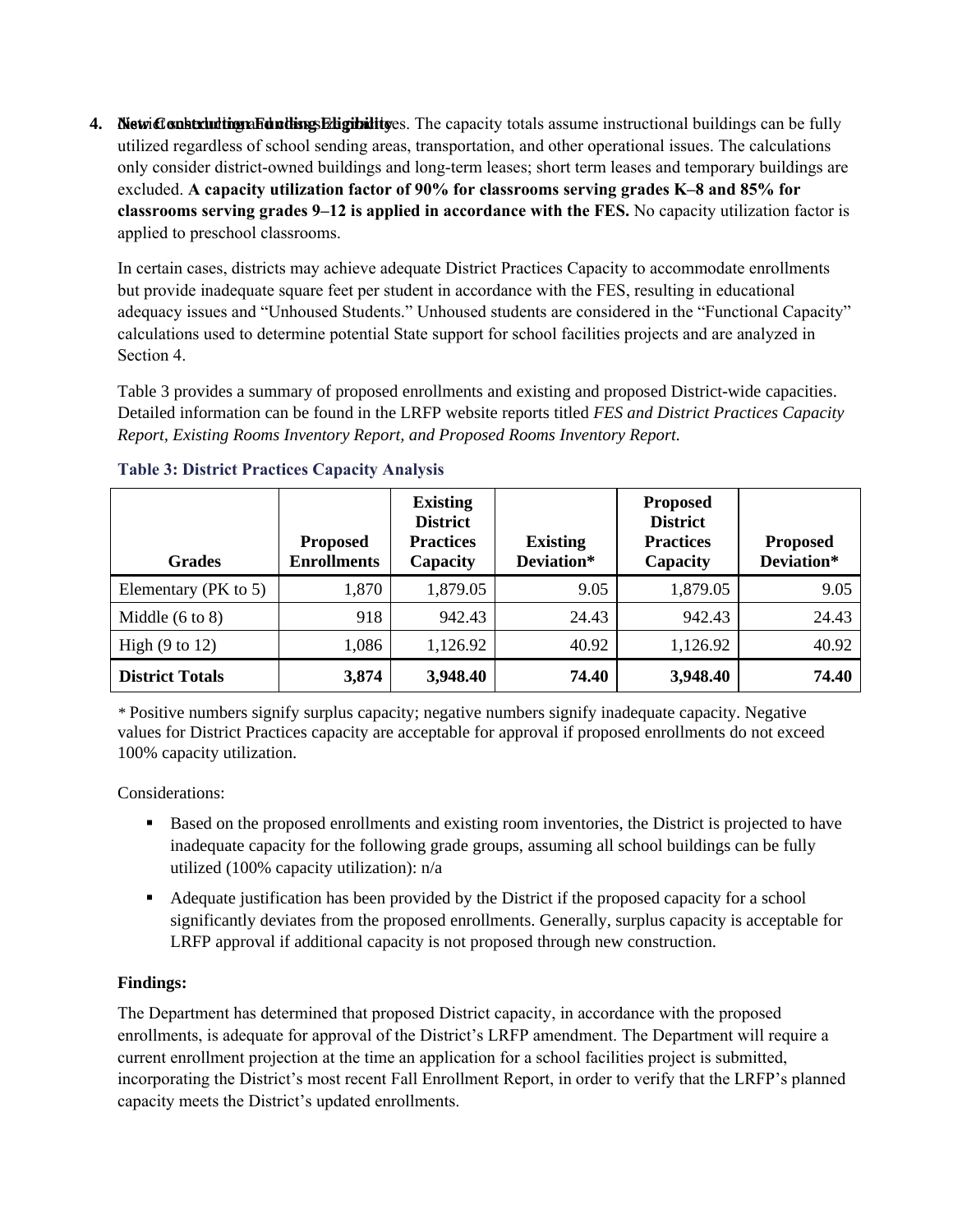**4. New Construction Funding Eligibility**

The capacity totals assume instructional buildings can be fully utilized regardless of school sending areas, transportation, and other operational issues. The calculations only consider district-owned buildings and long-term leases; short term leases and temporary buildings are excluded. **A capacity utilization factor of 90% for classrooms serving grades K–8 and 85% for classrooms serving grades 9–12 is applied in accordance with the FES.** No capacity utilization factor is applied to preschool classrooms.

In certain cases, districts may achieve adequate District Practices Capacity to accommodate enrollments but provide inadequate square feet per student in accordance with the FES, resulting in educational adequacy issues and "Unhoused Students." Unhoused students are considered in the "Functional Capacity" calculations used to determine potential State support for school facilities projects and are analyzed in Section 4.

Table 3 provides a summary of proposed enrollments and existing and proposed District-wide capacities. Detailed information can be found in the LRFP website reports titled *FES and District Practices Capacity Report, Existing Rooms Inventory Report, and Proposed Rooms Inventory Report.*

**Table 3: District Practices Capacity Analysis**

| Grades | Proposed Enrollments | Existing District Practices Capacity | Existing Deviation* | Proposed District Practices Capacity | Proposed Deviation* |
|---|---|---|---|---|---|
| Elementary (PK to 5) | 1,870 | 1,879.05 | 9.05 | 1,879.05 | 9.05 |
| Middle (6 to 8) | 918 | 942.43 | 24.43 | 942.43 | 24.43 |
| High (9 to 12) | 1,086 | 1,126.92 | 40.92 | 1,126.92 | 40.92 |
| **District Totals** | **3,874** | **3,948.40** | **74.40** | **3,948.40** | **74.40** |

* Positive numbers signify surplus capacity; negative numbers signify inadequate capacity. Negative values for District Practices capacity are acceptable for approval if proposed enrollments do not exceed 100% capacity utilization.

Considerations:

- Based on the proposed enrollments and existing room inventories, the District is projected to have inadequate capacity for the following grade groups, assuming all school buildings can be fully utilized (100% capacity utilization): n/a
- Adequate justification has been provided by the District if the proposed capacity for a school significantly deviates from the proposed enrollments. Generally, surplus capacity is acceptable for LRFP approval if additional capacity is not proposed through new construction.

**Findings:**

The Department has determined that proposed District capacity, in accordance with the proposed enrollments, is adequate for approval of the District's LRFP amendment. The Department will require a current enrollment projection at the time an application for a school facilities project is submitted, incorporating the District's most recent Fall Enrollment Report, in order to verify that the LRFP's planned capacity meets the District's updated enrollments.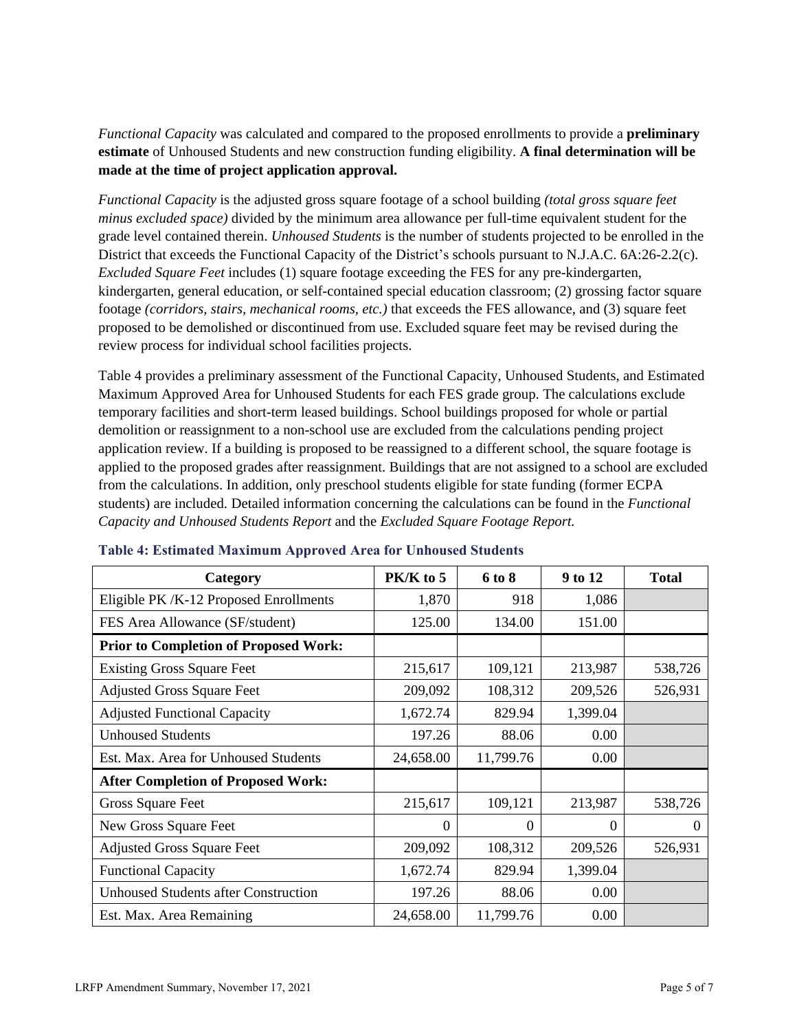*Functional Capacity* was calculated and compared to the proposed enrollments to provide a **preliminary estimate** of Unhoused Students and new construction funding eligibility. **A final determination will be made at the time of project application approval.**

*Functional Capacity* is the adjusted gross square footage of a school building *(total gross square feet minus excluded space)* divided by the minimum area allowance per full-time equivalent student for the grade level contained therein. *Unhoused Students* is the number of students projected to be enrolled in the District that exceeds the Functional Capacity of the District's schools pursuant to N.J.A.C. 6A:26-2.2(c). *Excluded Square Feet* includes (1) square footage exceeding the FES for any pre-kindergarten, kindergarten, general education, or self-contained special education classroom; (2) grossing factor square footage *(corridors, stairs, mechanical rooms, etc.)* that exceeds the FES allowance, and (3) square feet proposed to be demolished or discontinued from use. Excluded square feet may be revised during the review process for individual school facilities projects.

Table 4 provides a preliminary assessment of the Functional Capacity, Unhoused Students, and Estimated Maximum Approved Area for Unhoused Students for each FES grade group. The calculations exclude temporary facilities and short-term leased buildings. School buildings proposed for whole or partial demolition or reassignment to a non-school use are excluded from the calculations pending project application review. If a building is proposed to be reassigned to a different school, the square footage is applied to the proposed grades after reassignment. Buildings that are not assigned to a school are excluded from the calculations. In addition, only preschool students eligible for state funding (former ECPA students) are included. Detailed information concerning the calculations can be found in the *Functional Capacity and Unhoused Students Report* and the *Excluded Square Footage Report.*

**Table 4: Estimated Maximum Approved Area for Unhoused Students**

| Category | PK/K to 5 | 6 to 8 | 9 to 12 | Total |
|---|---|---|---|---|
| Eligible PK /K-12 Proposed Enrollments | 1,870 | 918 | 1,086 | |
| FES Area Allowance (SF/student) | 125.00 | 134.00 | 151.00 | |
| **Prior to Completion of Proposed Work:** | | | | |
| Existing Gross Square Feet | 215,617 | 109,121 | 213,987 | 538,726 |
| Adjusted Gross Square Feet | 209,092 | 108,312 | 209,526 | 526,931 |
| Adjusted Functional Capacity | 1,672.74 | 829.94 | 1,399.04 | |
| Unhoused Students | 197.26 | 88.06 | 0.00 | |
| Est. Max. Area for Unhoused Students | 24,658.00 | 11,799.76 | 0.00 | |
| **After Completion of Proposed Work:** | | | | |
| Gross Square Feet | 215,617 | 109,121 | 213,987 | 538,726 |
| New Gross Square Feet | 0 | 0 | 0 | 0 |
| Adjusted Gross Square Feet | 209,092 | 108,312 | 209,526 | 526,931 |
| Functional Capacity | 1,672.74 | 829.94 | 1,399.04 | |
| Unhoused Students after Construction | 197.26 | 88.06 | 0.00 | |
| Est. Max. Area Remaining | 24,658.00 | 11,799.76 | 0.00 | |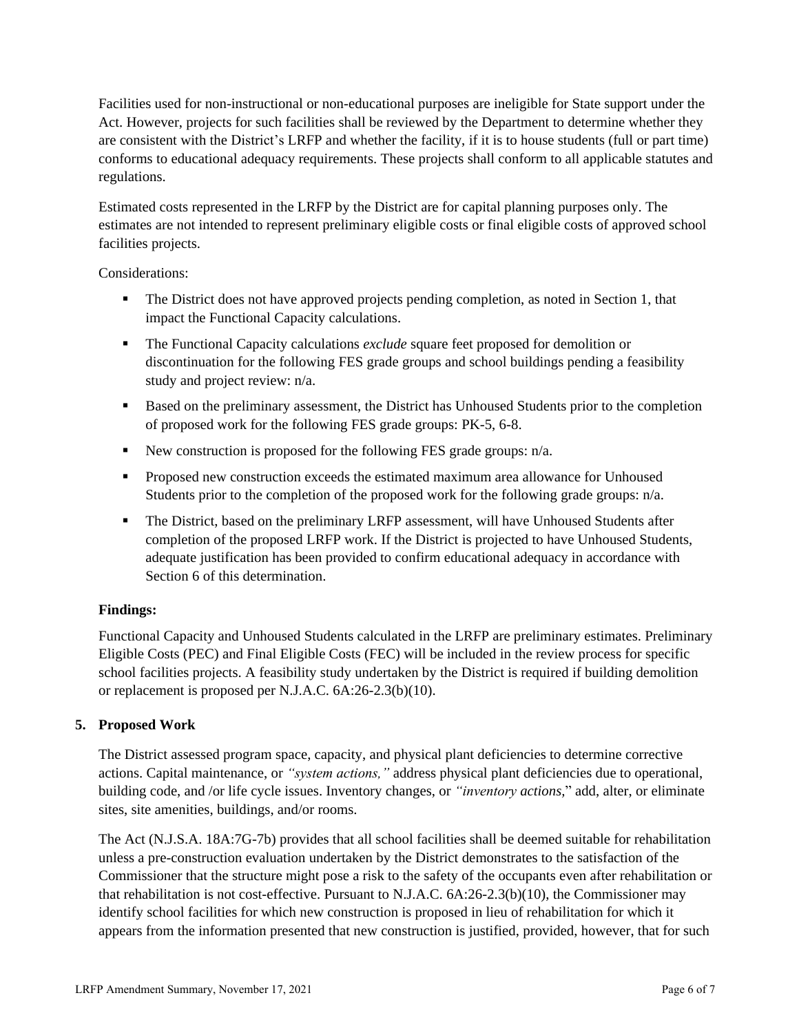Facilities used for non-instructional or non-educational purposes are ineligible for State support under the Act. However, projects for such facilities shall be reviewed by the Department to determine whether they are consistent with the District's LRFP and whether the facility, if it is to house students (full or part time) conforms to educational adequacy requirements. These projects shall conform to all applicable statutes and regulations.

Estimated costs represented in the LRFP by the District are for capital planning purposes only. The estimates are not intended to represent preliminary eligible costs or final eligible costs of approved school facilities projects.

Considerations:

- The District does not have approved projects pending completion, as noted in Section 1, that impact the Functional Capacity calculations.
- The Functional Capacity calculations *exclude* square feet proposed for demolition or discontinuation for the following FES grade groups and school buildings pending a feasibility study and project review: n/a.
- Based on the preliminary assessment, the District has Unhoused Students prior to the completion of proposed work for the following FES grade groups: PK-5, 6-8.
- New construction is proposed for the following FES grade groups: n/a.
- Proposed new construction exceeds the estimated maximum area allowance for Unhoused Students prior to the completion of the proposed work for the following grade groups: n/a.
- The District, based on the preliminary LRFP assessment, will have Unhoused Students after completion of the proposed LRFP work. If the District is projected to have Unhoused Students, adequate justification has been provided to confirm educational adequacy in accordance with Section 6 of this determination.

**Findings:**

Functional Capacity and Unhoused Students calculated in the LRFP are preliminary estimates. Preliminary Eligible Costs (PEC) and Final Eligible Costs (FEC) will be included in the review process for specific school facilities projects. A feasibility study undertaken by the District is required if building demolition or replacement is proposed per N.J.A.C. 6A:26-2.3(b)(10).

## 5. Proposed Work

The District assessed program space, capacity, and physical plant deficiencies to determine corrective actions. Capital maintenance, or *"system actions,"* address physical plant deficiencies due to operational, building code, and /or life cycle issues. Inventory changes, or *"inventory actions*," add, alter, or eliminate sites, site amenities, buildings, and/or rooms.

The Act (N.J.S.A. 18A:7G-7b) provides that all school facilities shall be deemed suitable for rehabilitation unless a pre-construction evaluation undertaken by the District demonstrates to the satisfaction of the Commissioner that the structure might pose a risk to the safety of the occupants even after rehabilitation or that rehabilitation is not cost-effective. Pursuant to N.J.A.C. 6A:26-2.3(b)(10), the Commissioner may identify school facilities for which new construction is proposed in lieu of rehabilitation for which it appears from the information presented that new construction is justified, provided, however, that for such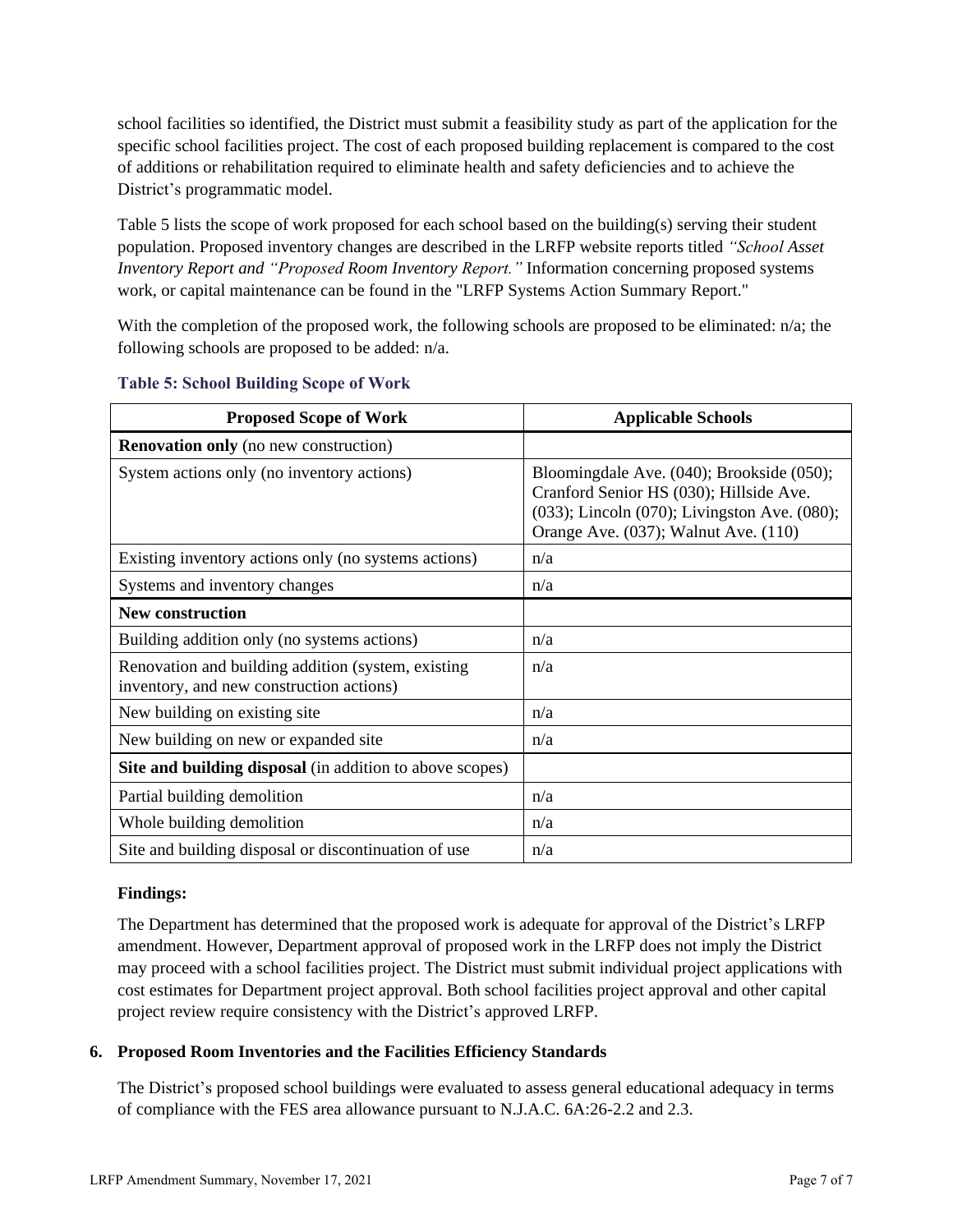school facilities so identified, the District must submit a feasibility study as part of the application for the specific school facilities project. The cost of each proposed building replacement is compared to the cost of additions or rehabilitation required to eliminate health and safety deficiencies and to achieve the District's programmatic model.

Table 5 lists the scope of work proposed for each school based on the building(s) serving their student population. Proposed inventory changes are described in the LRFP website reports titled *"School Asset Inventory Report and "Proposed Room Inventory Report."* Information concerning proposed systems work, or capital maintenance can be found in the "LRFP Systems Action Summary Report."

With the completion of the proposed work, the following schools are proposed to be eliminated: n/a; the following schools are proposed to be added: n/a.

**Table 5: School Building Scope of Work**

| Proposed Scope of Work | Applicable Schools |
|---|---|
| **Renovation only** (no new construction) | |
| System actions only (no inventory actions) | Bloomingdale Ave. (040); Brookside (050); Cranford Senior HS (030); Hillside Ave. (033); Lincoln (070); Livingston Ave. (080); Orange Ave. (037); Walnut Ave. (110) |
| Existing inventory actions only (no systems actions) | n/a |
| Systems and inventory changes | n/a |
| **New construction** | |
| Building addition only (no systems actions) | n/a |
| Renovation and building addition (system, existing inventory, and new construction actions) | n/a |
| New building on existing site | n/a |
| New building on new or expanded site | n/a |
| **Site and building disposal** (in addition to above scopes) | |
| Partial building demolition | n/a |
| Whole building demolition | n/a |
| Site and building disposal or discontinuation of use | n/a |

**Findings:**

The Department has determined that the proposed work is adequate for approval of the District's LRFP amendment. However, Department approval of proposed work in the LRFP does not imply the District may proceed with a school facilities project. The District must submit individual project applications with cost estimates for Department project approval. Both school facilities project approval and other capital project review require consistency with the District's approved LRFP.

## 6. Proposed Room Inventories and the Facilities Efficiency Standards

The District's proposed school buildings were evaluated to assess general educational adequacy in terms of compliance with the FES area allowance pursuant to N.J.A.C. 6A:26-2.2 and 2.3.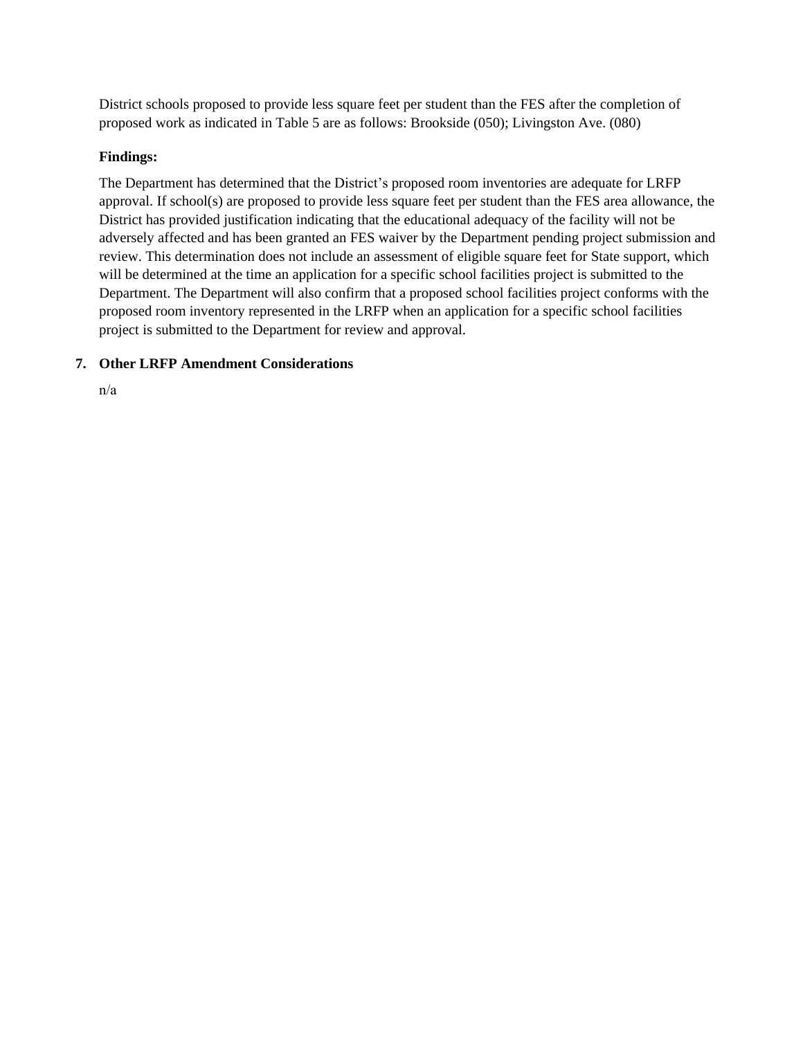District schools proposed to provide less square feet per student than the FES after the completion of proposed work as indicated in Table 5 are as follows: Brookside (050); Livingston Ave. (080)

**Findings:**

The Department has determined that the District's proposed room inventories are adequate for LRFP approval. If school(s) are proposed to provide less square feet per student than the FES area allowance, the District has provided justification indicating that the educational adequacy of the facility will not be adversely affected and has been granted an FES waiver by the Department pending project submission and review. This determination does not include an assessment of eligible square feet for State support, which will be determined at the time an application for a specific school facilities project is submitted to the Department. The Department will also confirm that a proposed school facilities project conforms with the proposed room inventory represented in the LRFP when an application for a specific school facilities project is submitted to the Department for review and approval.

**7. Other LRFP Amendment Considerations**

n/a